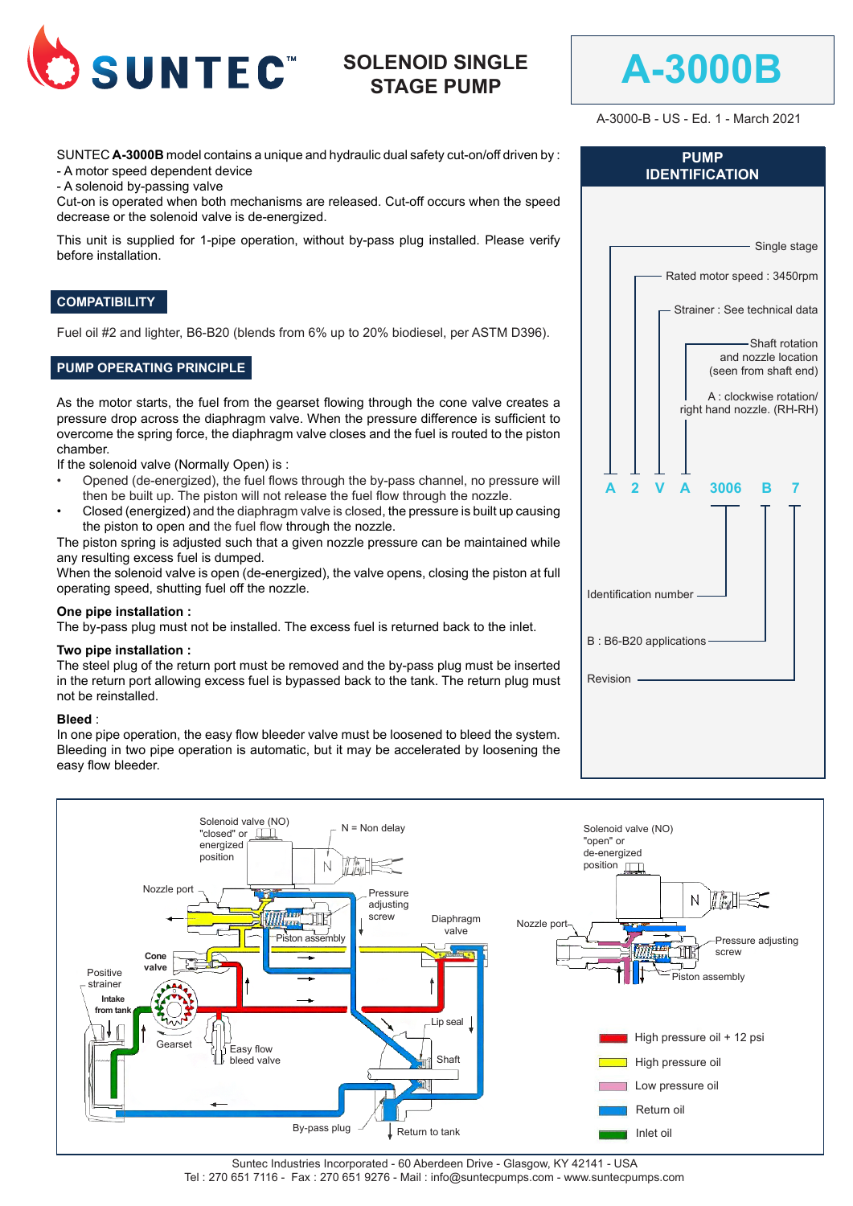# SUNTEC™

## SOLENOID SINGLE STAGE PUMP

# A-3000B

A-3000-B - US - Ed. 1 - March 2021

SUNTEC **A-3000B** model contains a unique and hydraulic dual safety cut-on/off driven by :
- A motor speed dependent device
- A solenoid by-passing valve

Cut-on is operated when both mechanisms are released. Cut-off occurs when the speed decrease or the solenoid valve is de-energized.

This unit is supplied for 1-pipe operation, without by-pass plug installed. Please verify before installation.

## COMPATIBILITY

Fuel oil #2 and lighter, B6-B20 (blends from 6% up to 20% biodiesel, per ASTM D396).

## PUMP OPERATING PRINCIPLE

As the motor starts, the fuel from the gearset flowing through the cone valve creates a pressure drop across the diaphragm valve. When the pressure difference is sufficient to overcome the spring force, the diaphragm valve closes and the fuel is routed to the piston chamber.

If the solenoid valve (Normally Open) is :

- Opened (de-energized), the fuel flows through the by-pass channel, no pressure will then be built up. The piston will not release the fuel flow through the nozzle.
- Closed (energized) and the diaphragm valve is closed, the pressure is built up causing the piston to open and the fuel flow through the nozzle.

The piston spring is adjusted such that a given nozzle pressure can be maintained while any resulting excess fuel is dumped.

When the solenoid valve is open (de-energized), the valve opens, closing the piston at full operating speed, shutting fuel off the nozzle.

**One pipe installation :**
The by-pass plug must not be installed. The excess fuel is returned back to the inlet.

**Two pipe installation :**
The steel plug of the return port must be removed and the by-pass plug must be inserted in the return port allowing excess fuel is bypassed back to the tank. The return plug must not be reinstalled.

**Bleed** :
In one pipe operation, the easy flow bleeder valve must be loosened to bleed the system. Bleeding in two pipe operation is automatic, but it may be accelerated by loosening the easy flow bleeder.

## PUMP IDENTIFICATION

**A 2 V A 3006 B 7**

- A : Single stage
- 2 : Rated motor speed : 3450rpm
- V : Strainer : See technical data
- A : Shaft rotation and nozzle location (seen from shaft end) — A : clockwise rotation/ right hand nozzle. (RH-RH)
- 3006 : Identification number
- B : B6-B20 applications
- 7 : Revision

Solenoid valve (NO) "closed" or energized position | N = Non delay | Nozzle port | Pressure adjusting screw | Piston assembly | Diaphragm valve | Cone valve | Positive strainer | Intake from tank | Gearset | Easy flow bleed valve | Lip seal | Shaft | By-pass plug | Return to tank

Solenoid valve (NO) "open" or de-energized position | N | Nozzle port | Pressure adjusting screw | Piston assembly

- High pressure oil + 12 psi
- High pressure oil
- Low pressure oil
- Return oil
- Inlet oil

Suntec Industries Incorporated - 60 Aberdeen Drive - Glasgow, KY 42141 - USA
Tel : 270 651 7116 - Fax : 270 651 9276 - Mail : info@suntecpumps.com - www.suntecpumps.com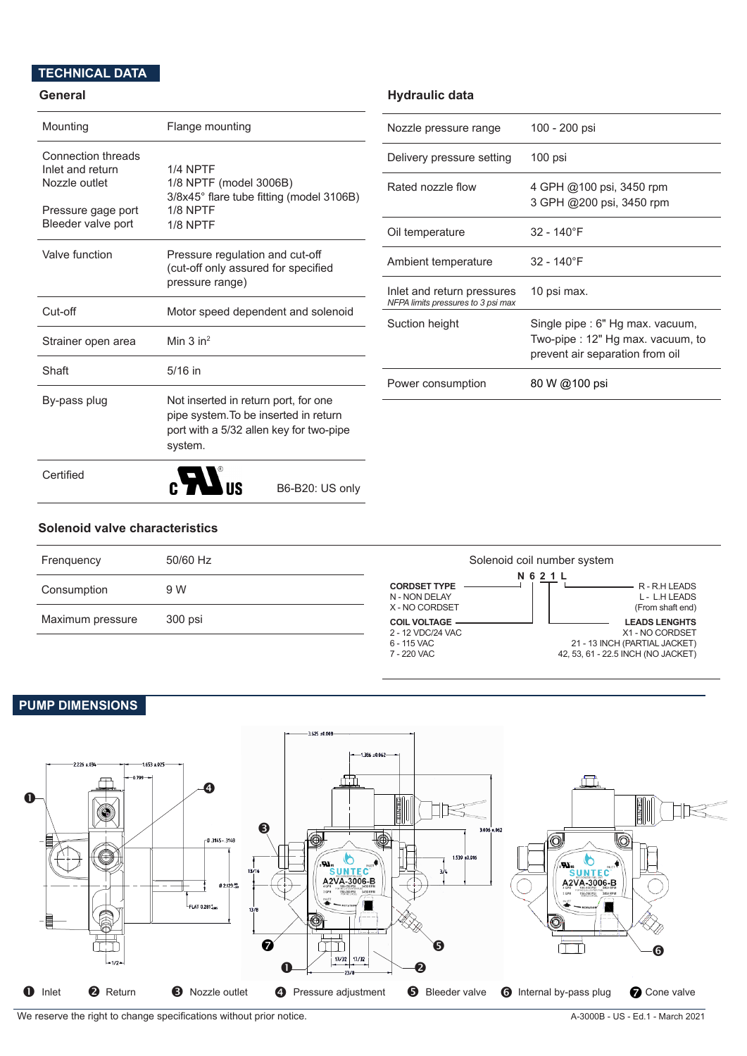## TECHNICAL DATA

### General

| | |
|---|---|
| Mounting | Flange mounting |
| Connection threads<br>Inlet and return<br>Nozzle outlet<br><br>Pressure gage port<br>Bleeder valve port | <br>1/4 NPTF<br>1/8 NPTF (model 3006B)<br>3/8x45° flare tube fitting (model 3106B)<br>1/8 NPTF<br>1/8 NPTF |
| Valve function | Pressure regulation and cut-off (cut-off only assured for specified pressure range) |
| Cut-off | Motor speed dependent and solenoid |
| Strainer open area | Min 3 in$^2$ |
| Shaft | 5/16 in |
| By-pass plug | Not inserted in return port, for one pipe system. To be inserted in return port with a 5/32 allen key for two-pipe system. |
| Certified | c UL us — B6-B20: US only |

### Hydraulic data

| | |
|---|---|
| Nozzle pressure range | 100 - 200 psi |
| Delivery pressure setting | 100 psi |
| Rated nozzle flow | 4 GPH @100 psi, 3450 rpm<br>3 GPH @200 psi, 3450 rpm |
| Oil temperature | 32 - 140°F |
| Ambient temperature | 32 - 140°F |
| Inlet and return pressures<br>*NFPA limits pressures to 3 psi max* | 10 psi max. |
| Suction height | Single pipe : 6" Hg max. vacuum, Two-pipe : 12" Hg max. vacuum, to prevent air separation from oil |
| Power consumption | 80 W @100 psi |

### Solenoid valve characteristics

| | |
|---|---|
| Frenquency | 50/60 Hz |
| Consumption | 9 W |
| Maximum pressure | 300 psi |

Solenoid coil number system

N 6 2 1 L

**CORDSET TYPE**
N - NON DELAY
X - NO CORDSET

**COIL VOLTAGE**
2 - 12 VDC/24 VAC
6 - 115 VAC
7 - 220 VAC

R - R.H LEADS
L - L.H LEADS
(From shaft end)

**LEADS LENGHTS**
X1 - NO CORDSET
21 - 13 INCH (PARTIAL JACKET)
42, 53, 61 - 22.5 INCH (NO JACKET)

## PUMP DIMENSIONS

2.226 ±.034
1.653 ±.025
0.799
Ø.3145 - .3148
Ø 2.125
FLAT 0.281
1/2
3.625 ±0.080
1.356 ±0.062
3.006 ±.062
1.530 ±0.016
3/4
13/16
13/8
11/32
13/32
23/8

❶ Inlet ❷ Return ❸ Nozzle outlet ❹ Pressure adjustment ❺ Bleeder valve ❻ Internal by-pass plug ❼ Cone valve

We reserve the right to change specifications without prior notice.

A-3000B - US - Ed.1 - March 2021